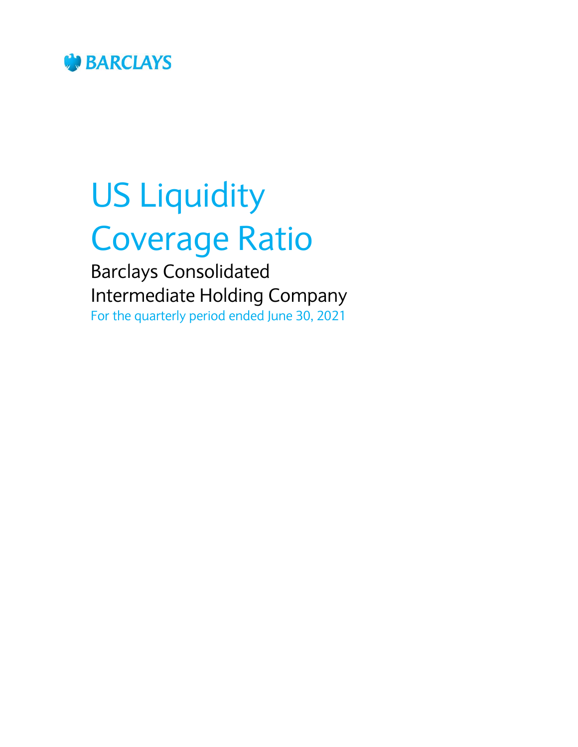BARCLAYS

# US Liquidity Coverage Ratio

## Barclays Consolidated Intermediate Holding Company

For the quarterly period ended June 30, 2021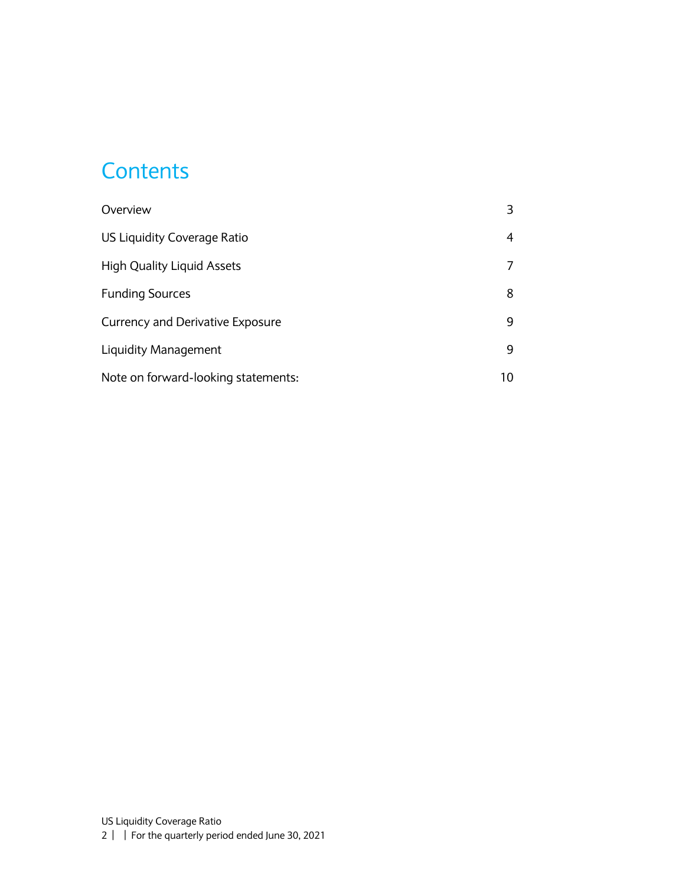# Contents

| | |
|---|---|
| Overview | 3 |
| US Liquidity Coverage Ratio | 4 |
| High Quality Liquid Assets | 7 |
| Funding Sources | 8 |
| Currency and Derivative Exposure | 9 |
| Liquidity Management | 9 |
| Note on forward-looking statements: | 10 |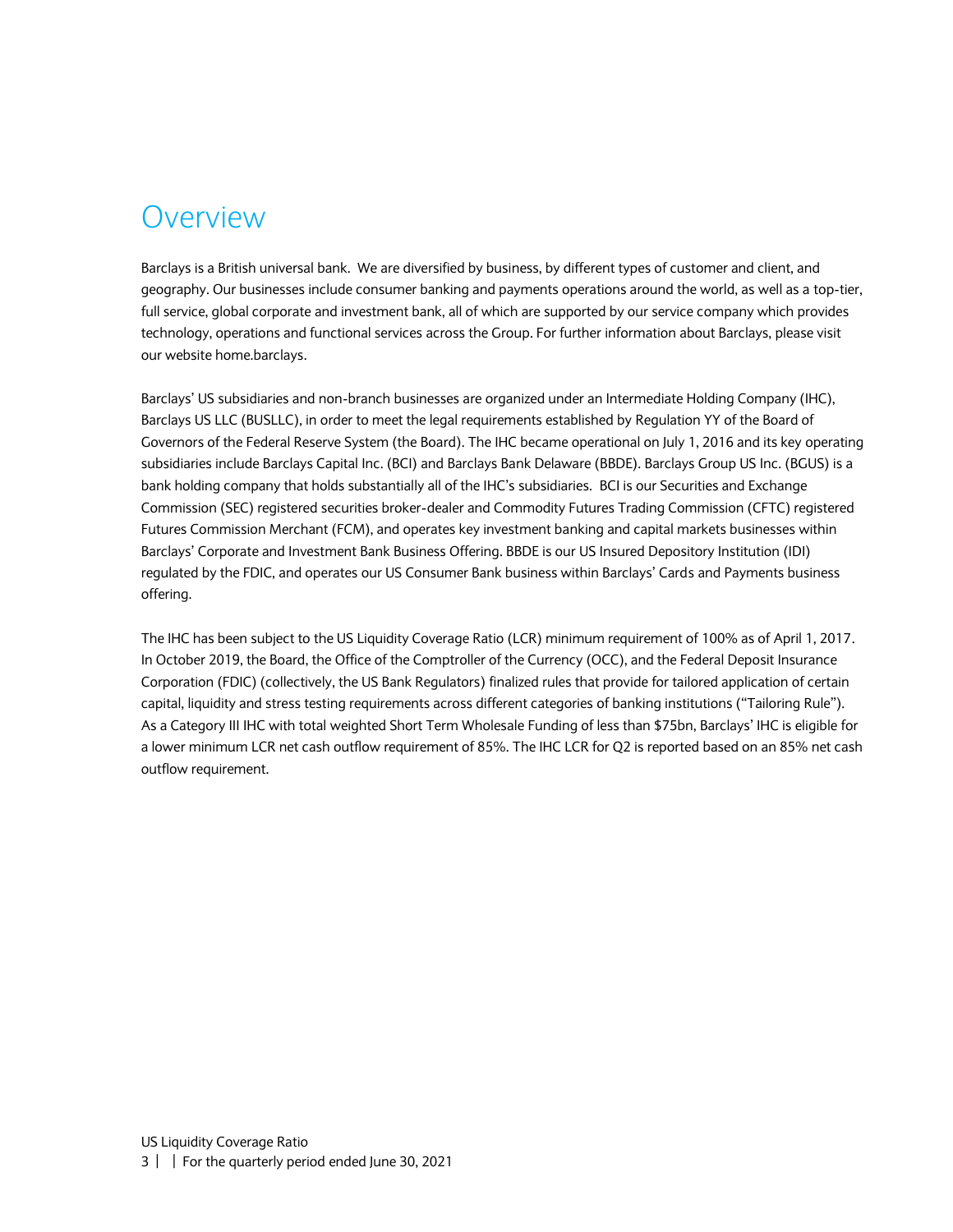# Overview

Barclays is a British universal bank. We are diversified by business, by different types of customer and client, and geography. Our businesses include consumer banking and payments operations around the world, as well as a top-tier, full service, global corporate and investment bank, all of which are supported by our service company which provides technology, operations and functional services across the Group. For further information about Barclays, please visit our website home.barclays.

Barclays' US subsidiaries and non-branch businesses are organized under an Intermediate Holding Company (IHC), Barclays US LLC (BUSLLC), in order to meet the legal requirements established by Regulation YY of the Board of Governors of the Federal Reserve System (the Board). The IHC became operational on July 1, 2016 and its key operating subsidiaries include Barclays Capital Inc. (BCI) and Barclays Bank Delaware (BBDE). Barclays Group US Inc. (BGUS) is a bank holding company that holds substantially all of the IHC's subsidiaries. BCI is our Securities and Exchange Commission (SEC) registered securities broker-dealer and Commodity Futures Trading Commission (CFTC) registered Futures Commission Merchant (FCM), and operates key investment banking and capital markets businesses within Barclays' Corporate and Investment Bank Business Offering. BBDE is our US Insured Depository Institution (IDI) regulated by the FDIC, and operates our US Consumer Bank business within Barclays' Cards and Payments business offering.

The IHC has been subject to the US Liquidity Coverage Ratio (LCR) minimum requirement of 100% as of April 1, 2017. In October 2019, the Board, the Office of the Comptroller of the Currency (OCC), and the Federal Deposit Insurance Corporation (FDIC) (collectively, the US Bank Regulators) finalized rules that provide for tailored application of certain capital, liquidity and stress testing requirements across different categories of banking institutions ("Tailoring Rule"). As a Category III IHC with total weighted Short Term Wholesale Funding of less than $75bn, Barclays' IHC is eligible for a lower minimum LCR net cash outflow requirement of 85%. The IHC LCR for Q2 is reported based on an 85% net cash outflow requirement.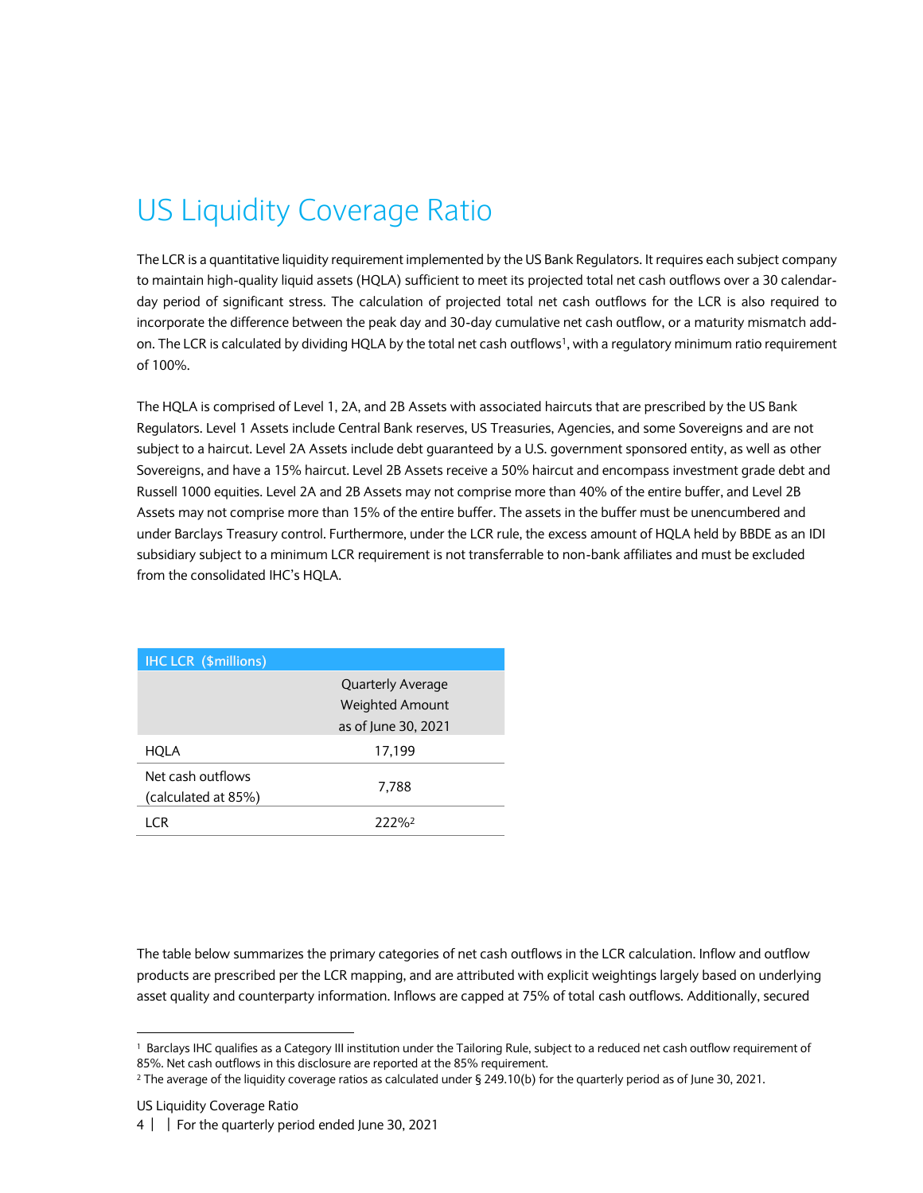# US Liquidity Coverage Ratio

The LCR is a quantitative liquidity requirement implemented by the US Bank Regulators. It requires each subject company to maintain high-quality liquid assets (HQLA) sufficient to meet its projected total net cash outflows over a 30 calendar-day period of significant stress. The calculation of projected total net cash outflows for the LCR is also required to incorporate the difference between the peak day and 30-day cumulative net cash outflow, or a maturity mismatch add-on. The LCR is calculated by dividing HQLA by the total net cash outflows[1], with a regulatory minimum ratio requirement of 100%.

The HQLA is comprised of Level 1, 2A, and 2B Assets with associated haircuts that are prescribed by the US Bank Regulators. Level 1 Assets include Central Bank reserves, US Treasuries, Agencies, and some Sovereigns and are not subject to a haircut. Level 2A Assets include debt guaranteed by a U.S. government sponsored entity, as well as other Sovereigns, and have a 15% haircut. Level 2B Assets receive a 50% haircut and encompass investment grade debt and Russell 1000 equities. Level 2A and 2B Assets may not comprise more than 40% of the entire buffer, and Level 2B Assets may not comprise more than 15% of the entire buffer. The assets in the buffer must be unencumbered and under Barclays Treasury control. Furthermore, under the LCR rule, the excess amount of HQLA held by BBDE as an IDI subsidiary subject to a minimum LCR requirement is not transferrable to non-bank affiliates and must be excluded from the consolidated IHC's HQLA.

| IHC LCR ($millions) | Quarterly Average Weighted Amount as of June 30, 2021 |
|---|---|
| HQLA | 17,199 |
| Net cash outflows (calculated at 85%) | 7,788 |
| LCR | 222%[2] |

The table below summarizes the primary categories of net cash outflows in the LCR calculation. Inflow and outflow products are prescribed per the LCR mapping, and are attributed with explicit weightings largely based on underlying asset quality and counterparty information. Inflows are capped at 75% of total cash outflows. Additionally, secured

---

[1] Barclays IHC qualifies as a Category III institution under the Tailoring Rule, subject to a reduced net cash outflow requirement of 85%. Net cash outflows in this disclosure are reported at the 85% requirement.

[2] The average of the liquidity coverage ratios as calculated under § 249.10(b) for the quarterly period as of June 30, 2021.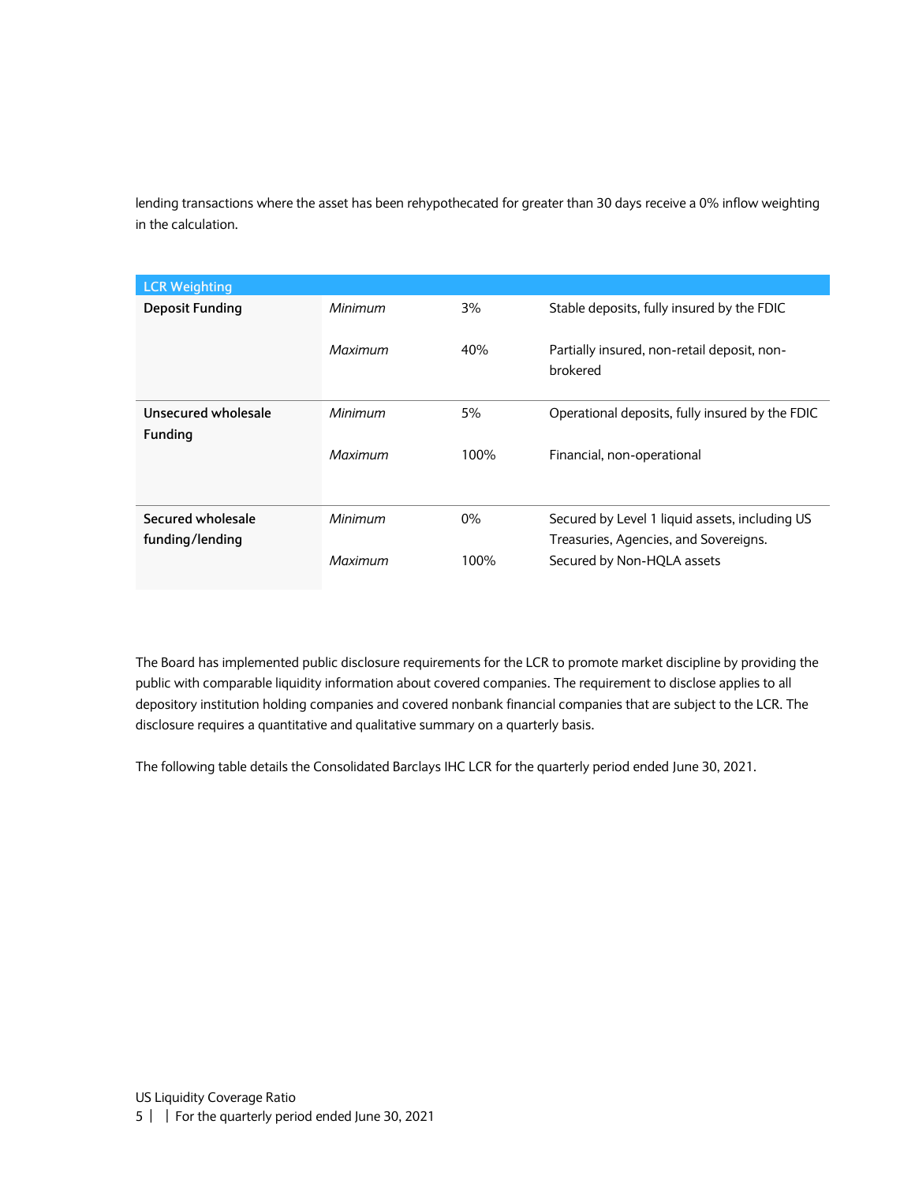lending transactions where the asset has been rehypothecated for greater than 30 days receive a 0% inflow weighting in the calculation.

| LCR Weighting | | | |
|---|---|---|---|
| **Deposit Funding** | *Minimum* | 3% | Stable deposits, fully insured by the FDIC |
| | *Maximum* | 40% | Partially insured, non-retail deposit, non-brokered |
| **Unsecured wholesale Funding** | *Minimum* | 5% | Operational deposits, fully insured by the FDIC |
| | *Maximum* | 100% | Financial, non-operational |
| **Secured wholesale funding/lending** | *Minimum* | 0% | Secured by Level 1 liquid assets, including US Treasuries, Agencies, and Sovereigns. |
| | *Maximum* | 100% | Secured by Non-HQLA assets |

The Board has implemented public disclosure requirements for the LCR to promote market discipline by providing the public with comparable liquidity information about covered companies. The requirement to disclose applies to all depository institution holding companies and covered nonbank financial companies that are subject to the LCR. The disclosure requires a quantitative and qualitative summary on a quarterly basis.

The following table details the Consolidated Barclays IHC LCR for the quarterly period ended June 30, 2021.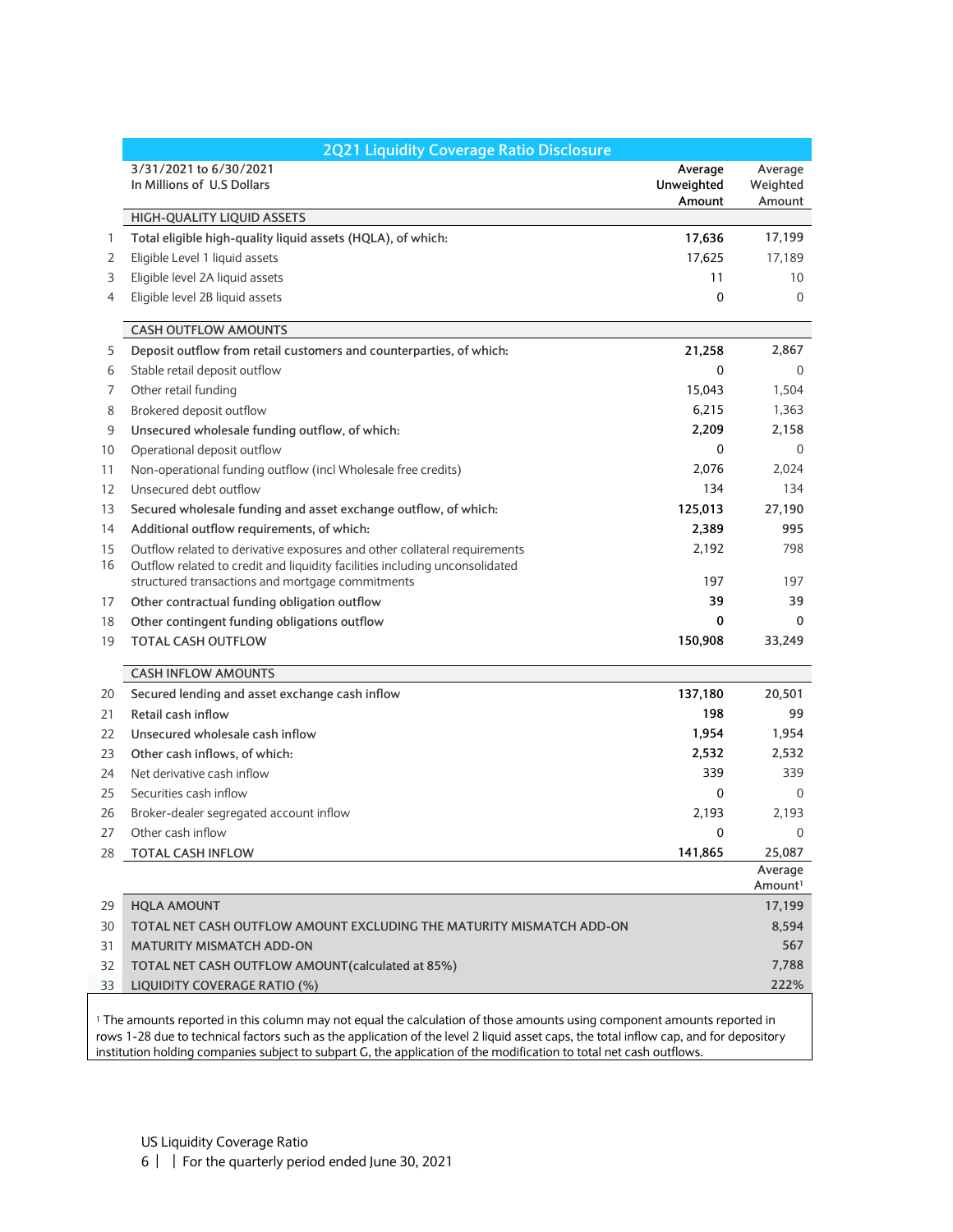## 2Q21 Liquidity Coverage Ratio Disclosure

| | 3/31/2021 to 6/30/2021<br>In Millions of U.S Dollars | Average Unweighted Amount | Average Weighted Amount |
|---|---|---|---|
| | **HIGH-QUALITY LIQUID ASSETS** | | |
| 1 | **Total eligible high-quality liquid assets (HQLA), of which:** | **17,636** | 17,199 |
| 2 | Eligible Level 1 liquid assets | 17,625 | 17,189 |
| 3 | Eligible level 2A liquid assets | 11 | 10 |
| 4 | Eligible level 2B liquid assets | 0 | 0 |
| | **CASH OUTFLOW AMOUNTS** | | |
| 5 | **Deposit outflow from retail customers and counterparties, of which:** | **21,258** | 2,867 |
| 6 | Stable retail deposit outflow | 0 | 0 |
| 7 | Other retail funding | 15,043 | 1,504 |
| 8 | Brokered deposit outflow | 6,215 | 1,363 |
| 9 | **Unsecured wholesale funding outflow, of which:** | **2,209** | 2,158 |
| 10 | Operational deposit outflow | 0 | 0 |
| 11 | Non-operational funding outflow (incl Wholesale free credits) | 2,076 | 2,024 |
| 12 | Unsecured debt outflow | 134 | 134 |
| 13 | **Secured wholesale funding and asset exchange outflow, of which:** | **125,013** | 27,190 |
| 14 | **Additional outflow requirements, of which:** | **2,389** | 995 |
| 15 | Outflow related to derivative exposures and other collateral requirements | 2,192 | 798 |
| 16 | Outflow related to credit and liquidity facilities including unconsolidated structured transactions and mortgage commitments | 197 | 197 |
| 17 | **Other contractual funding obligation outflow** | **39** | 39 |
| 18 | **Other contingent funding obligations outflow** | **0** | 0 |
| 19 | **TOTAL CASH OUTFLOW** | **150,908** | 33,249 |
| | **CASH INFLOW AMOUNTS** | | |
| 20 | **Secured lending and asset exchange cash inflow** | **137,180** | 20,501 |
| 21 | **Retail cash inflow** | **198** | 99 |
| 22 | **Unsecured wholesale cash inflow** | **1,954** | 1,954 |
| 23 | **Other cash inflows, of which:** | **2,532** | 2,532 |
| 24 | Net derivative cash inflow | 339 | 339 |
| 25 | Securities cash inflow | 0 | 0 |
| 26 | Broker-dealer segregated account inflow | 2,193 | 2,193 |
| 27 | Other cash inflow | 0 | 0 |
| 28 | **TOTAL CASH INFLOW** | **141,865** | 25,087 |
| | | | **Average Amount[1]** |
| 29 | HQLA AMOUNT | | 17,199 |
| 30 | TOTAL NET CASH OUTFLOW AMOUNT EXCLUDING THE MATURITY MISMATCH ADD-ON | | 8,594 |
| 31 | MATURITY MISMATCH ADD-ON | | 567 |
| 32 | TOTAL NET CASH OUTFLOW AMOUNT(calculated at 85%) | | 7,788 |
| 33 | LIQUIDITY COVERAGE RATIO (%) | | 222% |

[1] The amounts reported in this column may not equal the calculation of those amounts using component amounts reported in rows 1-28 due to technical factors such as the application of the level 2 liquid asset caps, the total inflow cap, and for depository institution holding companies subject to subpart G, the application of the modification to total net cash outflows.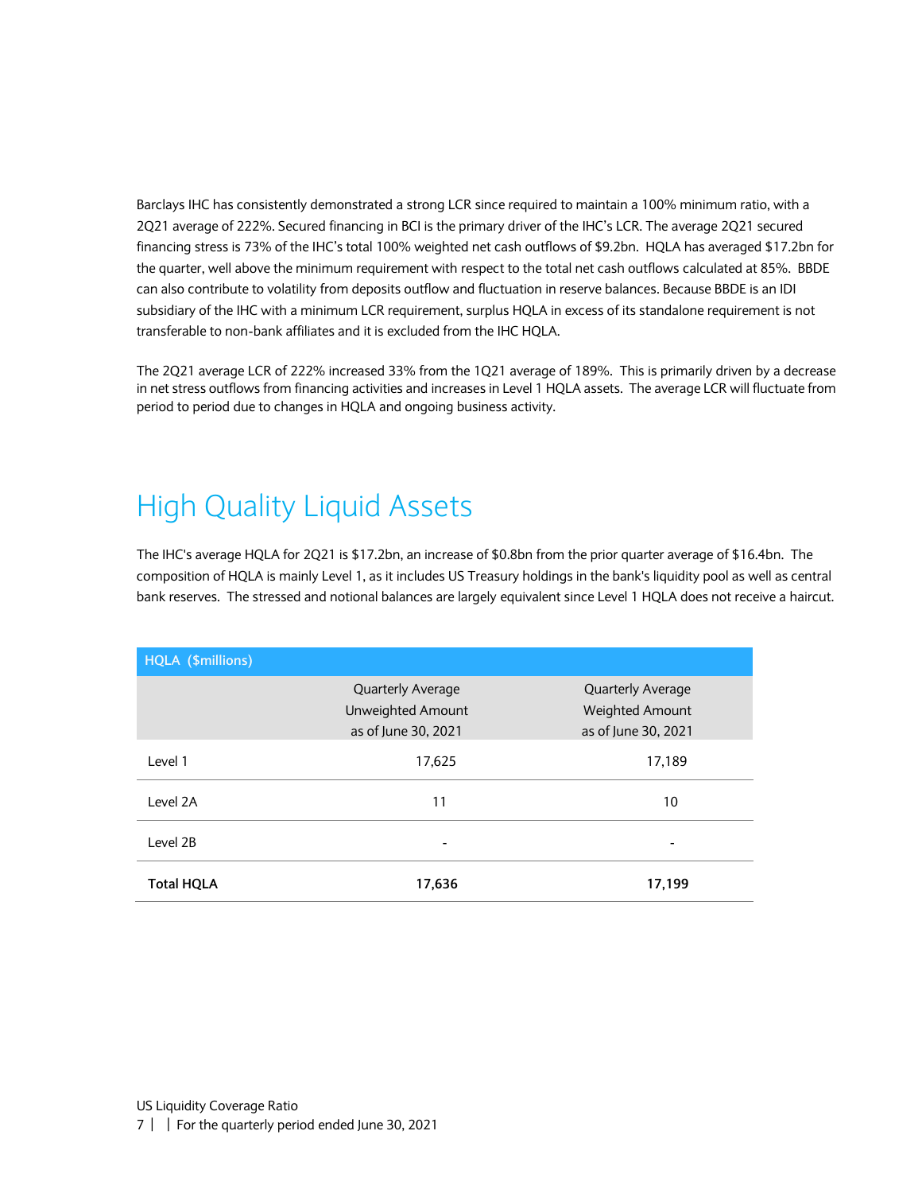Barclays IHC has consistently demonstrated a strong LCR since required to maintain a 100% minimum ratio, with a 2Q21 average of 222%. Secured financing in BCI is the primary driver of the IHC's LCR. The average 2Q21 secured financing stress is 73% of the IHC's total 100% weighted net cash outflows of $9.2bn. HQLA has averaged $17.2bn for the quarter, well above the minimum requirement with respect to the total net cash outflows calculated at 85%. BBDE can also contribute to volatility from deposits outflow and fluctuation in reserve balances. Because BBDE is an IDI subsidiary of the IHC with a minimum LCR requirement, surplus HQLA in excess of its standalone requirement is not transferable to non-bank affiliates and it is excluded from the IHC HQLA.

The 2Q21 average LCR of 222% increased 33% from the 1Q21 average of 189%. This is primarily driven by a decrease in net stress outflows from financing activities and increases in Level 1 HQLA assets. The average LCR will fluctuate from period to period due to changes in HQLA and ongoing business activity.

# High Quality Liquid Assets

The IHC's average HQLA for 2Q21 is $17.2bn, an increase of $0.8bn from the prior quarter average of $16.4bn. The composition of HQLA is mainly Level 1, as it includes US Treasury holdings in the bank's liquidity pool as well as central bank reserves. The stressed and notional balances are largely equivalent since Level 1 HQLA does not receive a haircut.

| HQLA ($millions) | Quarterly Average Unweighted Amount as of June 30, 2021 | Quarterly Average Weighted Amount as of June 30, 2021 |
|---|---|---|
| Level 1 | 17,625 | 17,189 |
| Level 2A | 11 | 10 |
| Level 2B | - | - |
| **Total HQLA** | **17,636** | **17,199** |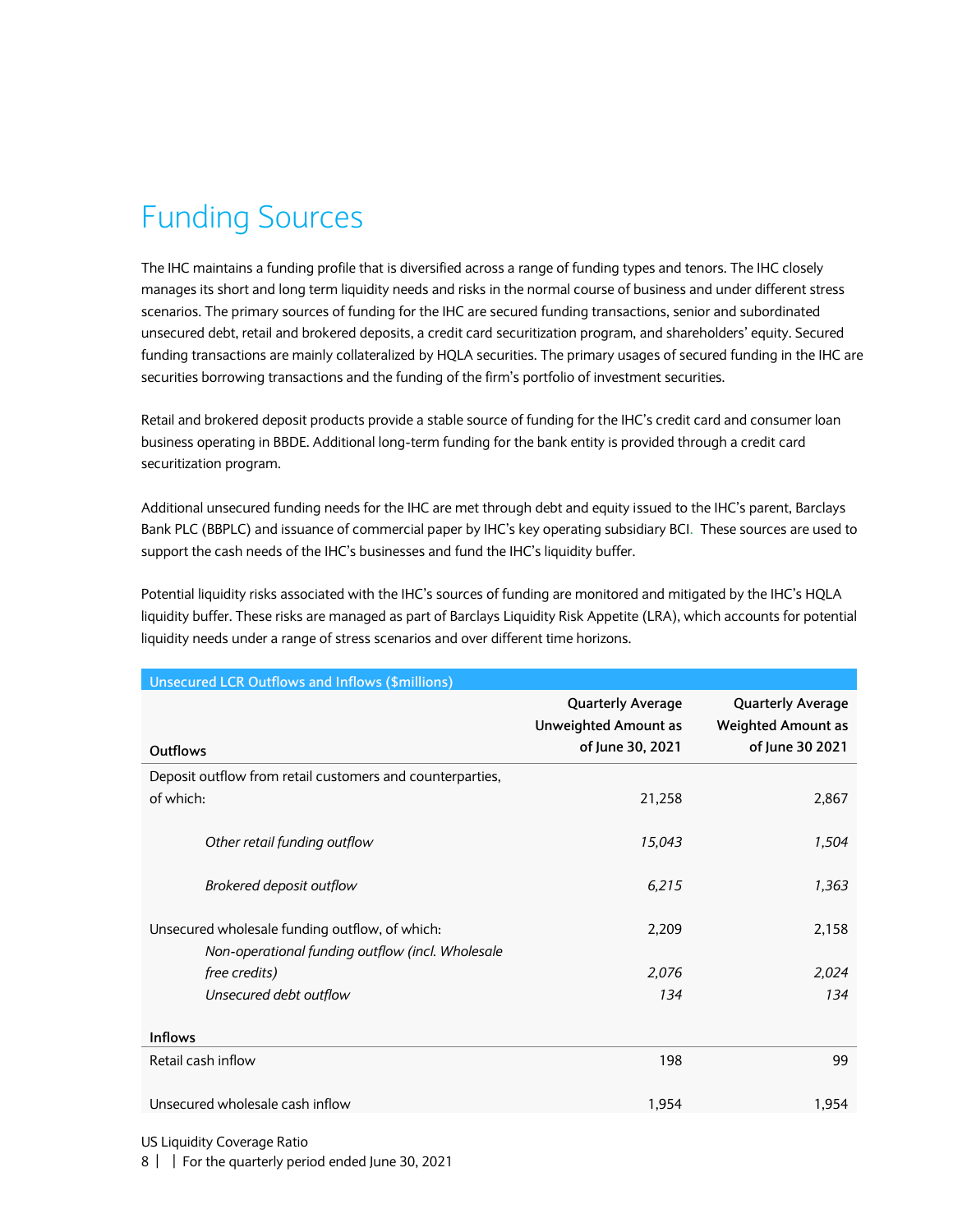# Funding Sources

The IHC maintains a funding profile that is diversified across a range of funding types and tenors. The IHC closely manages its short and long term liquidity needs and risks in the normal course of business and under different stress scenarios. The primary sources of funding for the IHC are secured funding transactions, senior and subordinated unsecured debt, retail and brokered deposits, a credit card securitization program, and shareholders' equity. Secured funding transactions are mainly collateralized by HQLA securities. The primary usages of secured funding in the IHC are securities borrowing transactions and the funding of the firm's portfolio of investment securities.

Retail and brokered deposit products provide a stable source of funding for the IHC's credit card and consumer loan business operating in BBDE. Additional long-term funding for the bank entity is provided through a credit card securitization program.

Additional unsecured funding needs for the IHC are met through debt and equity issued to the IHC's parent, Barclays Bank PLC (BBPLC) and issuance of commercial paper by IHC's key operating subsidiary BCI. These sources are used to support the cash needs of the IHC's businesses and fund the IHC's liquidity buffer.

Potential liquidity risks associated with the IHC's sources of funding are monitored and mitigated by the IHC's HQLA liquidity buffer. These risks are managed as part of Barclays Liquidity Risk Appetite (LRA), which accounts for potential liquidity needs under a range of stress scenarios and over different time horizons.

| Unsecured LCR Outflows and Inflows ($millions) | | |
|---|---|---|
| **Outflows** | **Quarterly Average Unweighted Amount as of June 30, 2021** | **Quarterly Average Weighted Amount as of June 30 2021** |
| Deposit outflow from retail customers and counterparties, of which: | 21,258 | 2,867 |
| *Other retail funding outflow* | *15,043* | *1,504* |
| *Brokered deposit outflow* | *6,215* | *1,363* |
| Unsecured wholesale funding outflow, of which: | 2,209 | 2,158 |
| *Non-operational funding outflow (incl. Wholesale free credits)* | *2,076* | *2,024* |
| *Unsecured debt outflow* | *134* | *134* |
| **Inflows** | | |
| Retail cash inflow | 198 | 99 |
| Unsecured wholesale cash inflow | 1,954 | 1,954 |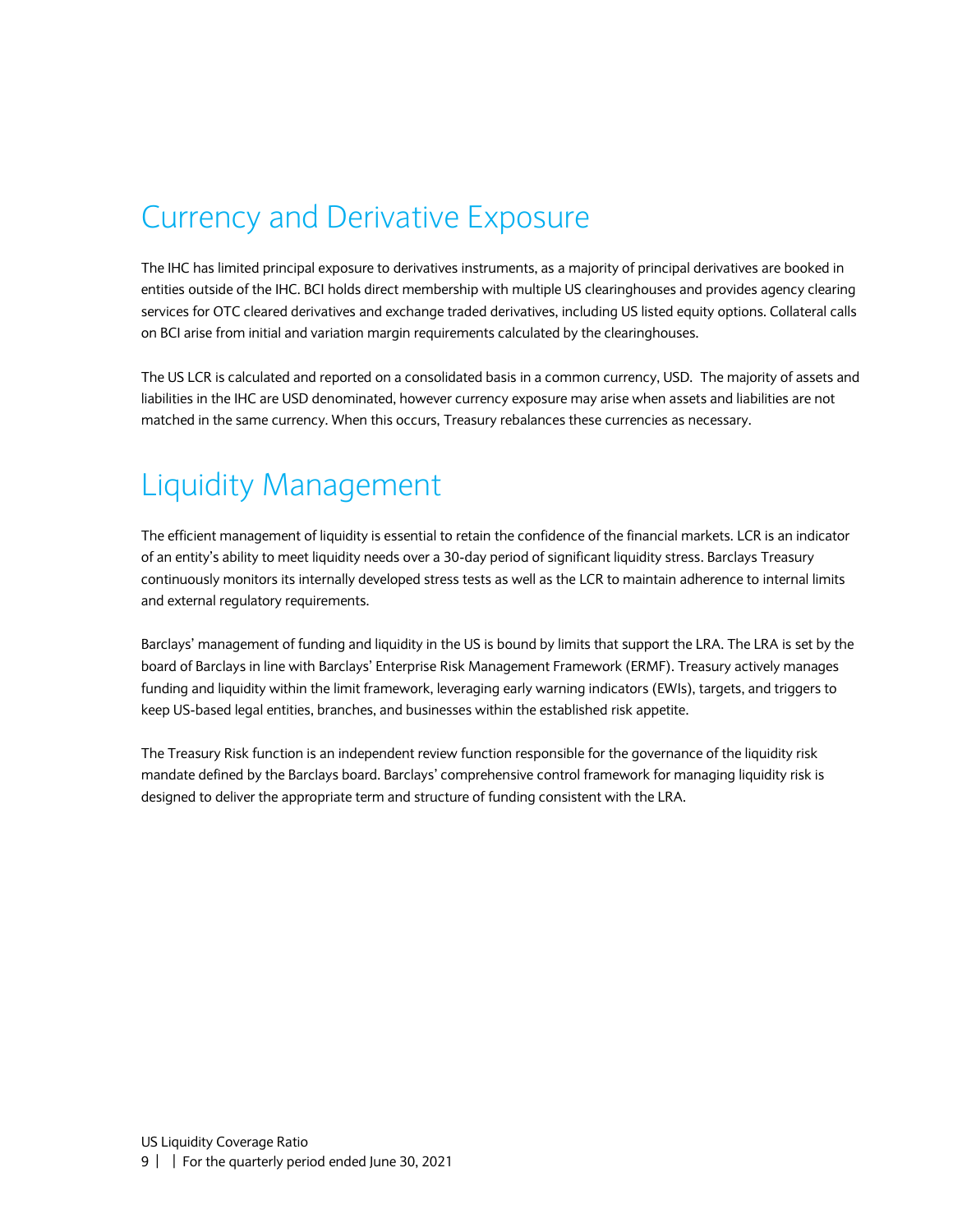# Currency and Derivative Exposure

The IHC has limited principal exposure to derivatives instruments, as a majority of principal derivatives are booked in entities outside of the IHC. BCI holds direct membership with multiple US clearinghouses and provides agency clearing services for OTC cleared derivatives and exchange traded derivatives, including US listed equity options. Collateral calls on BCI arise from initial and variation margin requirements calculated by the clearinghouses.

The US LCR is calculated and reported on a consolidated basis in a common currency, USD. The majority of assets and liabilities in the IHC are USD denominated, however currency exposure may arise when assets and liabilities are not matched in the same currency. When this occurs, Treasury rebalances these currencies as necessary.

# Liquidity Management

The efficient management of liquidity is essential to retain the confidence of the financial markets. LCR is an indicator of an entity's ability to meet liquidity needs over a 30-day period of significant liquidity stress. Barclays Treasury continuously monitors its internally developed stress tests as well as the LCR to maintain adherence to internal limits and external regulatory requirements.

Barclays' management of funding and liquidity in the US is bound by limits that support the LRA. The LRA is set by the board of Barclays in line with Barclays' Enterprise Risk Management Framework (ERMF). Treasury actively manages funding and liquidity within the limit framework, leveraging early warning indicators (EWIs), targets, and triggers to keep US-based legal entities, branches, and businesses within the established risk appetite.

The Treasury Risk function is an independent review function responsible for the governance of the liquidity risk mandate defined by the Barclays board. Barclays' comprehensive control framework for managing liquidity risk is designed to deliver the appropriate term and structure of funding consistent with the LRA.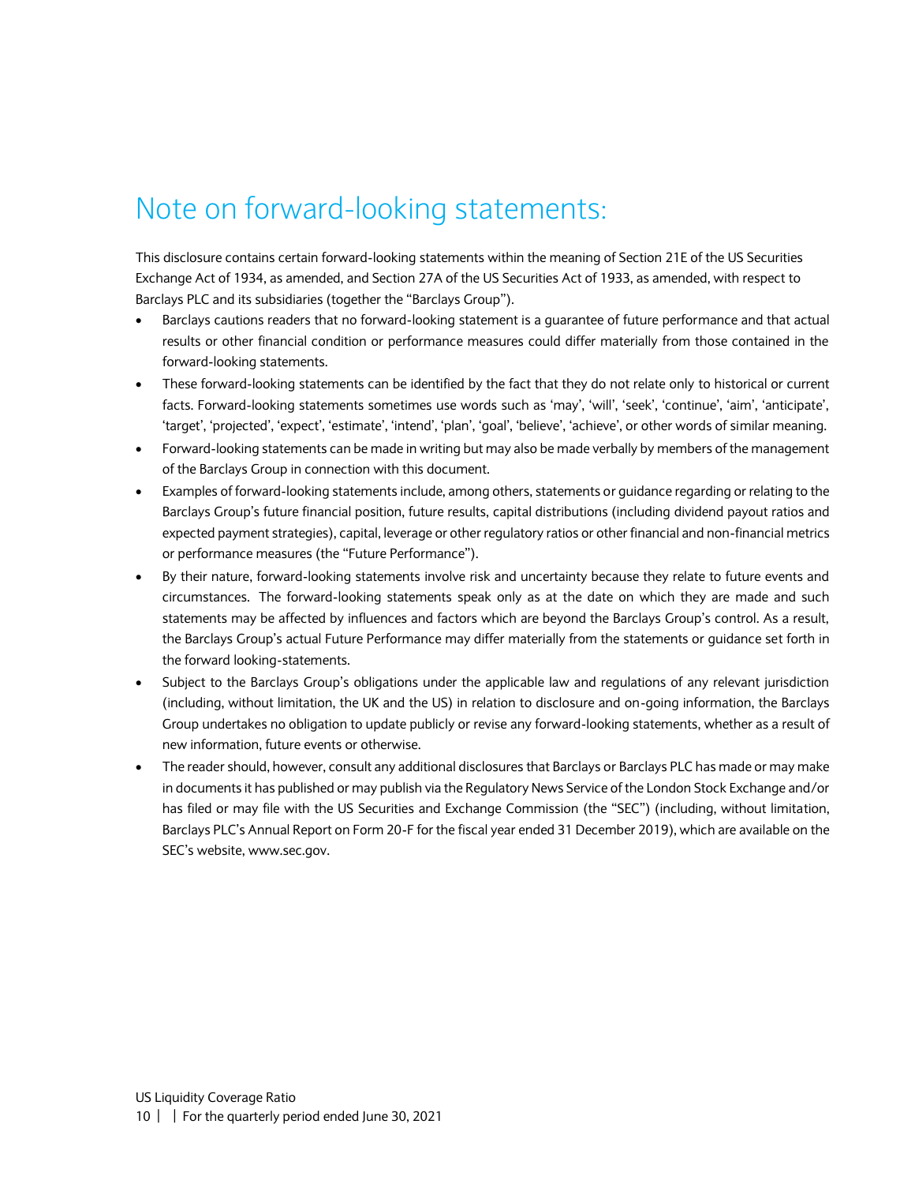# Note on forward-looking statements:

This disclosure contains certain forward-looking statements within the meaning of Section 21E of the US Securities Exchange Act of 1934, as amended, and Section 27A of the US Securities Act of 1933, as amended, with respect to Barclays PLC and its subsidiaries (together the "Barclays Group").

- Barclays cautions readers that no forward-looking statement is a guarantee of future performance and that actual results or other financial condition or performance measures could differ materially from those contained in the forward-looking statements.
- These forward-looking statements can be identified by the fact that they do not relate only to historical or current facts. Forward-looking statements sometimes use words such as 'may', 'will', 'seek', 'continue', 'aim', 'anticipate', 'target', 'projected', 'expect', 'estimate', 'intend', 'plan', 'goal', 'believe', 'achieve', or other words of similar meaning.
- Forward-looking statements can be made in writing but may also be made verbally by members of the management of the Barclays Group in connection with this document.
- Examples of forward-looking statements include, among others, statements or guidance regarding or relating to the Barclays Group's future financial position, future results, capital distributions (including dividend payout ratios and expected payment strategies), capital, leverage or other regulatory ratios or other financial and non-financial metrics or performance measures (the "Future Performance").
- By their nature, forward-looking statements involve risk and uncertainty because they relate to future events and circumstances. The forward-looking statements speak only as at the date on which they are made and such statements may be affected by influences and factors which are beyond the Barclays Group's control. As a result, the Barclays Group's actual Future Performance may differ materially from the statements or guidance set forth in the forward looking-statements.
- Subject to the Barclays Group's obligations under the applicable law and regulations of any relevant jurisdiction (including, without limitation, the UK and the US) in relation to disclosure and on-going information, the Barclays Group undertakes no obligation to update publicly or revise any forward-looking statements, whether as a result of new information, future events or otherwise.
- The reader should, however, consult any additional disclosures that Barclays or Barclays PLC has made or may make in documents it has published or may publish via the Regulatory News Service of the London Stock Exchange and/or has filed or may file with the US Securities and Exchange Commission (the "SEC") (including, without limitation, Barclays PLC's Annual Report on Form 20-F for the fiscal year ended 31 December 2019), which are available on the SEC's website, www.sec.gov.